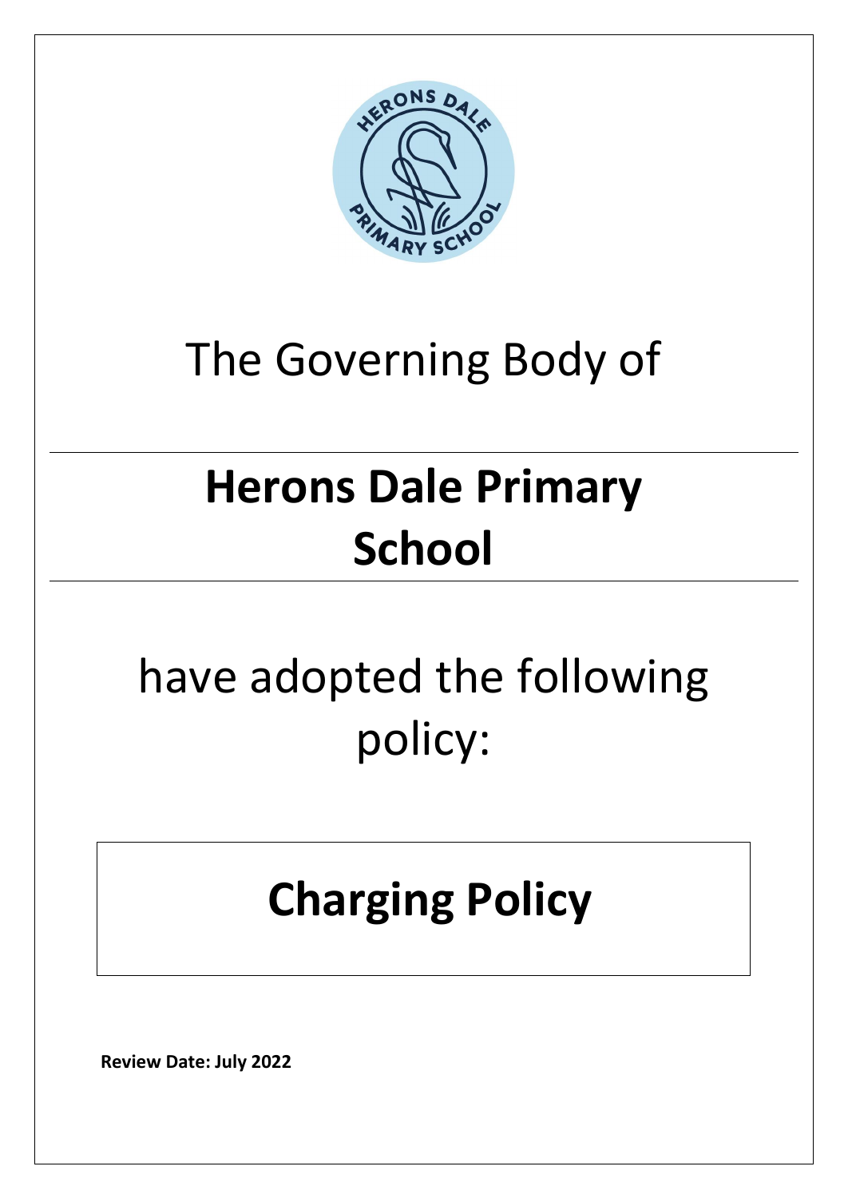The Governing Body of

# Herons Dale Primary School

have adopted the following policy:

# Charging Policy

**Review Date: July 2022**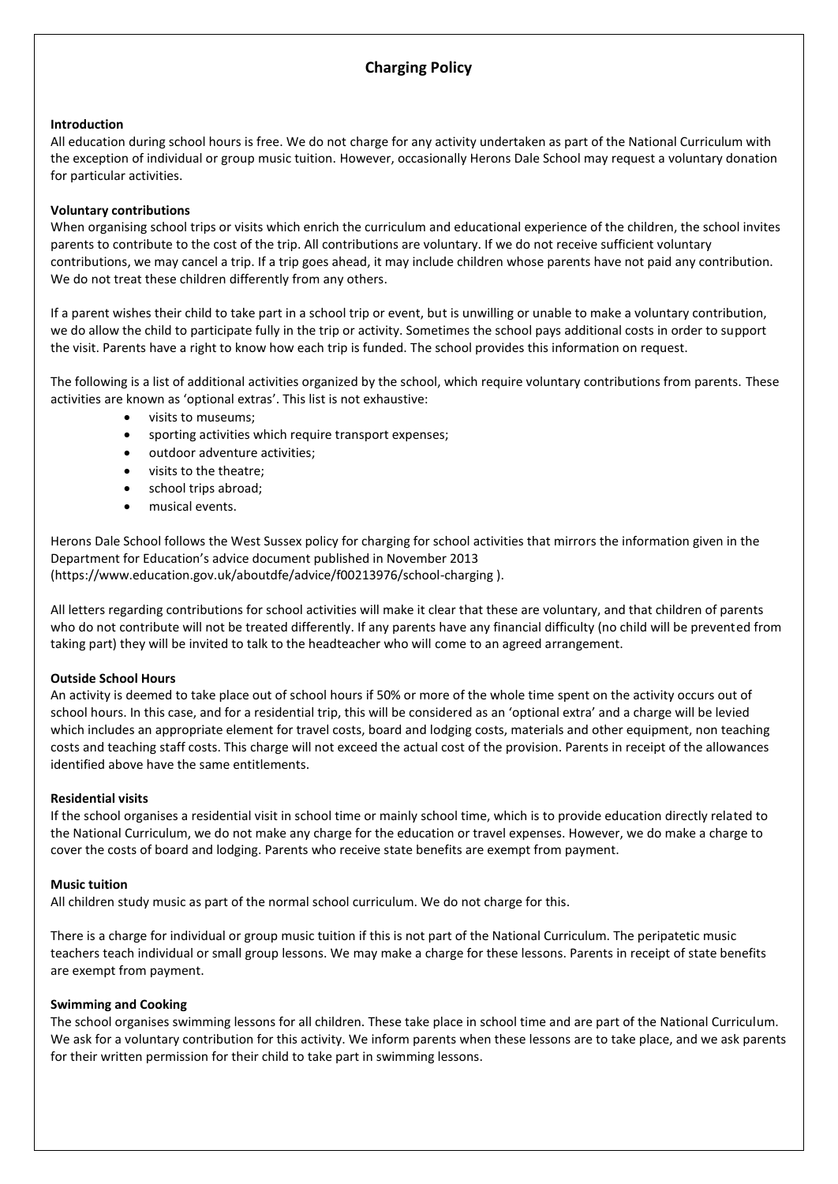# Charging Policy

## Introduction

All education during school hours is free. We do not charge for any activity undertaken as part of the National Curriculum with the exception of individual or group music tuition. However, occasionally Herons Dale School may request a voluntary donation for particular activities.

## Voluntary contributions

When organising school trips or visits which enrich the curriculum and educational experience of the children, the school invites parents to contribute to the cost of the trip. All contributions are voluntary. If we do not receive sufficient voluntary contributions, we may cancel a trip. If a trip goes ahead, it may include children whose parents have not paid any contribution. We do not treat these children differently from any others.

If a parent wishes their child to take part in a school trip or event, but is unwilling or unable to make a voluntary contribution, we do allow the child to participate fully in the trip or activity. Sometimes the school pays additional costs in order to support the visit. Parents have a right to know how each trip is funded. The school provides this information on request.

The following is a list of additional activities organized by the school, which require voluntary contributions from parents. These activities are known as 'optional extras'. This list is not exhaustive:

- visits to museums;
- sporting activities which require transport expenses;
- outdoor adventure activities;
- visits to the theatre;
- school trips abroad;
- musical events.

Herons Dale School follows the West Sussex policy for charging for school activities that mirrors the information given in the Department for Education's advice document published in November 2013 (https://www.education.gov.uk/aboutdfe/advice/f00213976/school-charging ).

All letters regarding contributions for school activities will make it clear that these are voluntary, and that children of parents who do not contribute will not be treated differently. If any parents have any financial difficulty (no child will be prevented from taking part) they will be invited to talk to the headteacher who will come to an agreed arrangement.

## Outside School Hours

An activity is deemed to take place out of school hours if 50% or more of the whole time spent on the activity occurs out of school hours. In this case, and for a residential trip, this will be considered as an 'optional extra' and a charge will be levied which includes an appropriate element for travel costs, board and lodging costs, materials and other equipment, non teaching costs and teaching staff costs. This charge will not exceed the actual cost of the provision. Parents in receipt of the allowances identified above have the same entitlements.

## Residential visits

If the school organises a residential visit in school time or mainly school time, which is to provide education directly related to the National Curriculum, we do not make any charge for the education or travel expenses. However, we do make a charge to cover the costs of board and lodging. Parents who receive state benefits are exempt from payment.

## Music tuition

All children study music as part of the normal school curriculum. We do not charge for this.

There is a charge for individual or group music tuition if this is not part of the National Curriculum. The peripatetic music teachers teach individual or small group lessons. We may make a charge for these lessons. Parents in receipt of state benefits are exempt from payment.

## Swimming and Cooking

The school organises swimming lessons for all children. These take place in school time and are part of the National Curriculum. We ask for a voluntary contribution for this activity. We inform parents when these lessons are to take place, and we ask parents for their written permission for their child to take part in swimming lessons.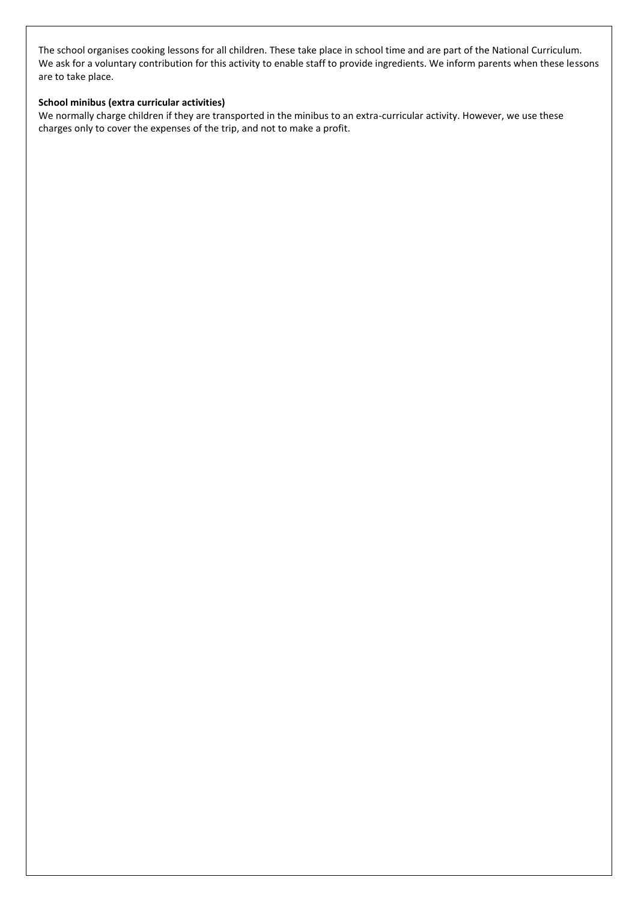The school organises cooking lessons for all children. These take place in school time and are part of the National Curriculum. We ask for a voluntary contribution for this activity to enable staff to provide ingredients. We inform parents when these lessons are to take place.

**School minibus (extra curricular activities)**

We normally charge children if they are transported in the minibus to an extra-curricular activity. However, we use these charges only to cover the expenses of the trip, and not to make a profit.